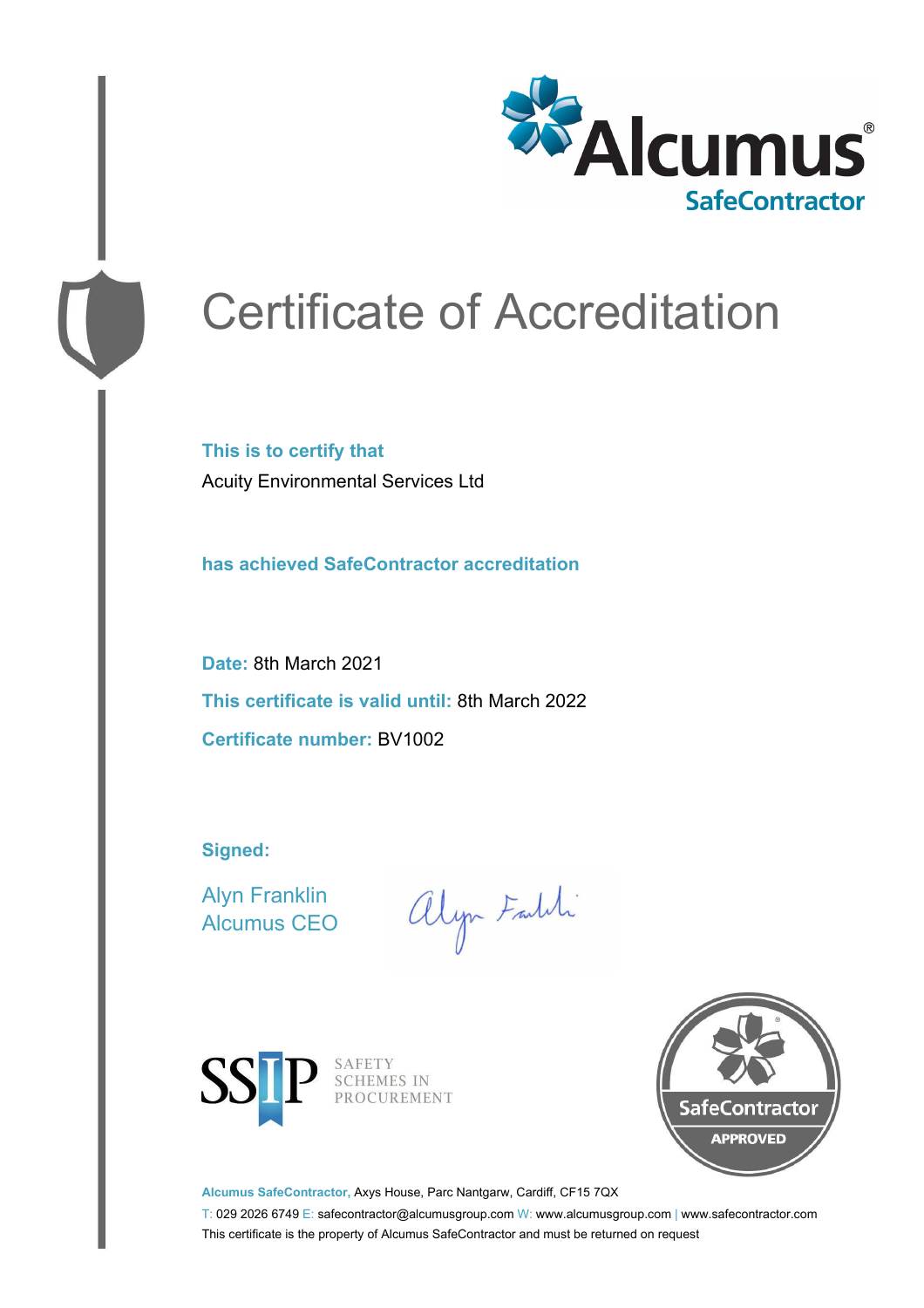Alcumus®
SafeContractor

# Certificate of Accreditation

**This is to certify that**

Acuity Environmental Services Ltd

**has achieved SafeContractor accreditation**

**Date:** 8th March 2021

**This certificate is valid until:** 8th March 2022

**Certificate number:** BV1002

**Signed:**

Alyn Franklin
Alcumus CEO

SSIP SAFETY SCHEMES IN PROCUREMENT

SafeContractor APPROVED

**Alcumus SafeContractor,** Axys House, Parc Nantgarw, Cardiff, CF15 7QX

T: 029 2026 6749 E: safecontractor@alcumusgroup.com W: www.alcumusgroup.com | www.safecontractor.com

This certificate is the property of Alcumus SafeContractor and must be returned on request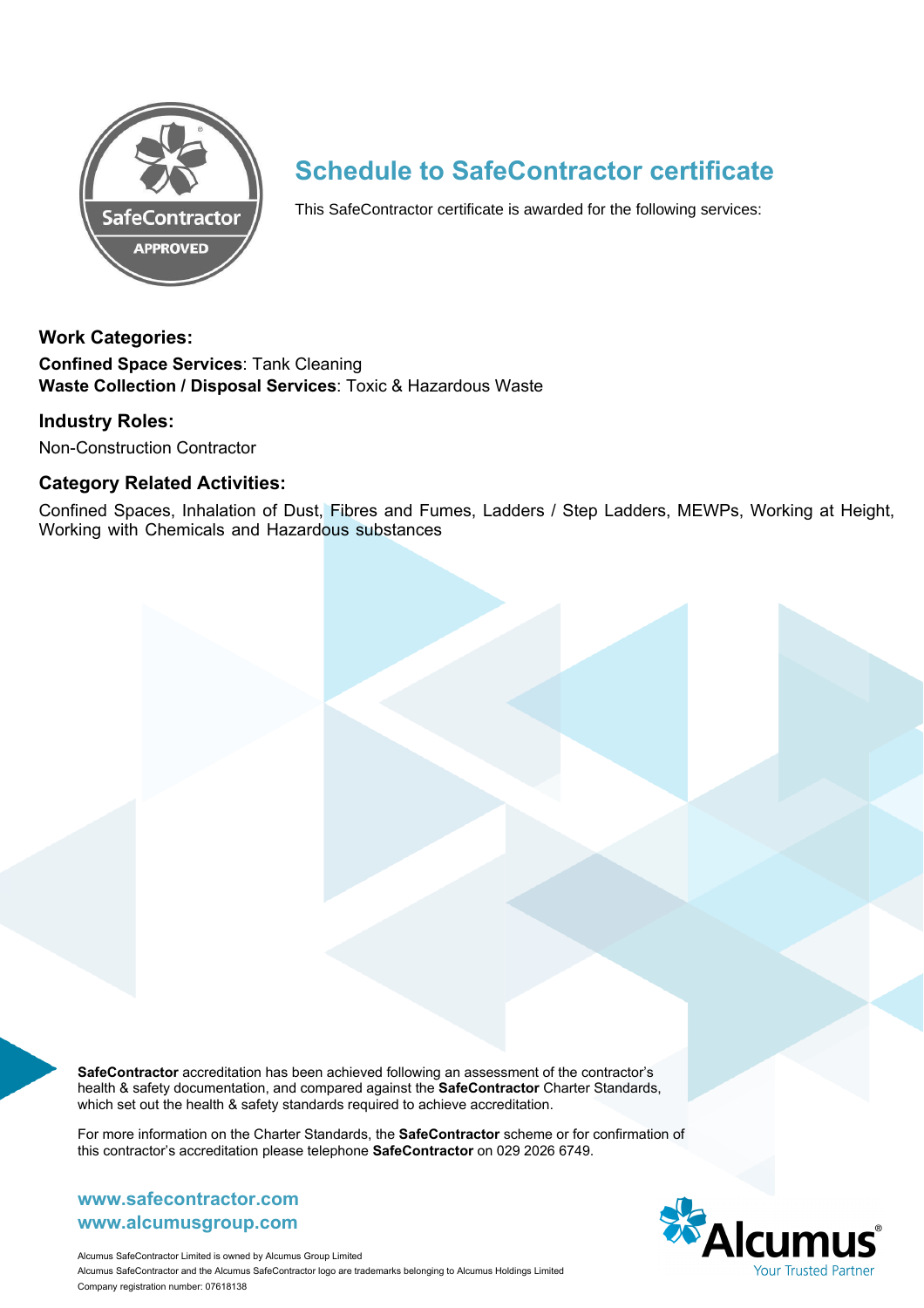# Schedule to SafeContractor certificate

This SafeContractor certificate is awarded for the following services:

## Work Categories:

**Confined Space Services**: Tank Cleaning
**Waste Collection / Disposal Services**: Toxic & Hazardous Waste

## Industry Roles:

Non-Construction Contractor

## Category Related Activities:

Confined Spaces, Inhalation of Dust, Fibres and Fumes, Ladders / Step Ladders, MEWPs, Working at Height, Working with Chemicals and Hazardous substances

**SafeContractor** accreditation has been achieved following an assessment of the contractor's health & safety documentation, and compared against the **SafeContractor** Charter Standards, which set out the health & safety standards required to achieve accreditation.

For more information on the Charter Standards, the **SafeContractor** scheme or for confirmation of this contractor's accreditation please telephone **SafeContractor** on 029 2026 6749.

**www.safecontractor.com**
**www.alcumusgroup.com**

Alcumus SafeContractor Limited is owned by Alcumus Group Limited
Alcumus SafeContractor and the Alcumus SafeContractor logo are trademarks belonging to Alcumus Holdings Limited
Company registration number: 07618138

Alcumus® Your Trusted Partner